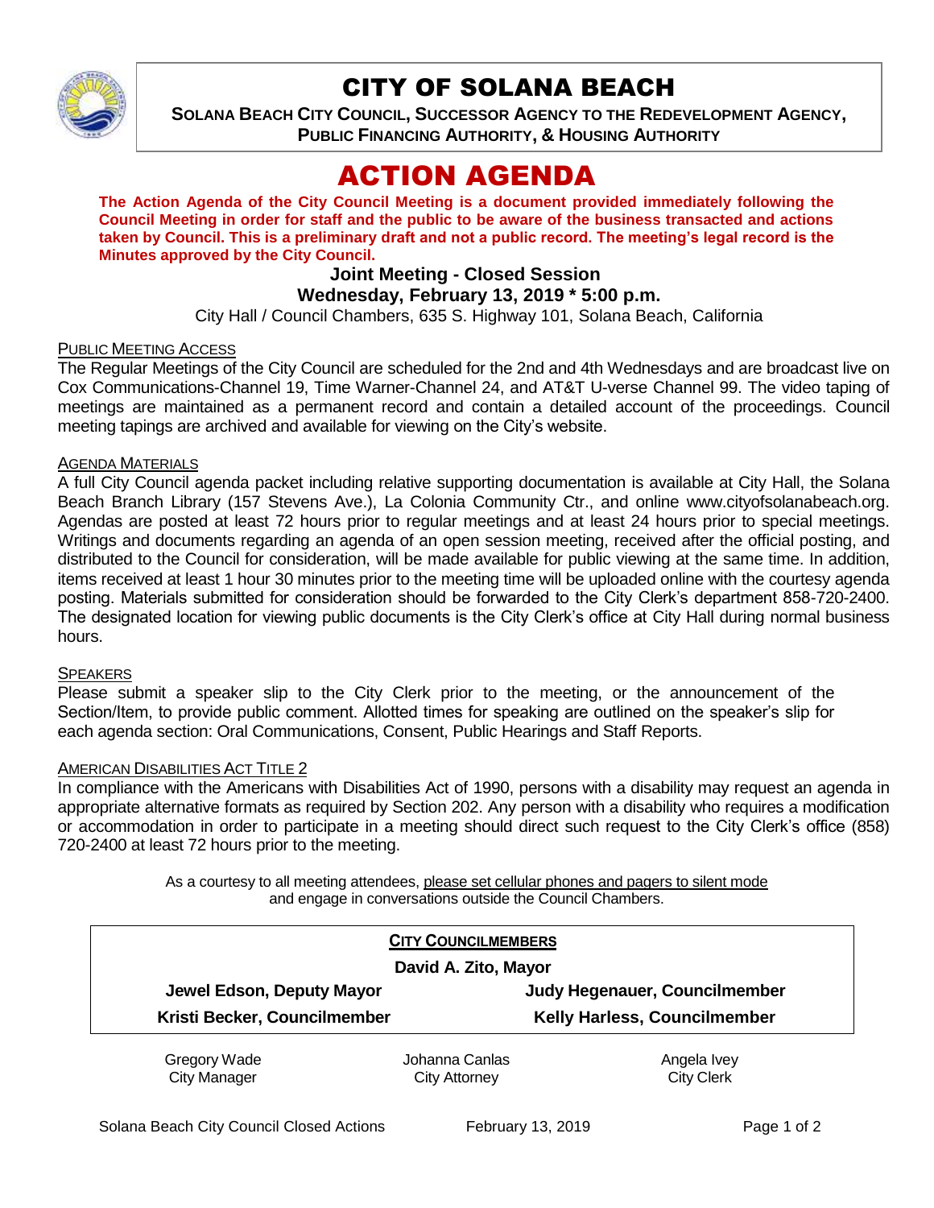# CITY OF SOLANA BEACH

**SOLANA BEACH CITY COUNCIL, SUCCESSOR AGENCY TO THE REDEVELOPMENT AGENCY, PUBLIC FINANCING AUTHORITY, & HOUSING AUTHORITY**

# ACTION AGENDA

**The Action Agenda of the City Council Meeting is a document provided immediately following the Council Meeting in order for staff and the public to be aware of the business transacted and actions taken by Council. This is a preliminary draft and not a public record. The meeting's legal record is the Minutes approved by the City Council.**

**Joint Meeting - Closed Session**

**Wednesday, February 13, 2019 * 5:00 p.m.**

City Hall / Council Chambers, 635 S. Highway 101, Solana Beach, California

PUBLIC MEETING ACCESS

The Regular Meetings of the City Council are scheduled for the 2nd and 4th Wednesdays and are broadcast live on Cox Communications-Channel 19, Time Warner-Channel 24, and AT&T U-verse Channel 99. The video taping of meetings are maintained as a permanent record and contain a detailed account of the proceedings. Council meeting tapings are archived and available for viewing on the City's website.

AGENDA MATERIALS

A full City Council agenda packet including relative supporting documentation is available at City Hall, the Solana Beach Branch Library (157 Stevens Ave.), La Colonia Community Ctr., and online www.cityofsolanabeach.org. Agendas are posted at least 72 hours prior to regular meetings and at least 24 hours prior to special meetings. Writings and documents regarding an agenda of an open session meeting, received after the official posting, and distributed to the Council for consideration, will be made available for public viewing at the same time. In addition, items received at least 1 hour 30 minutes prior to the meeting time will be uploaded online with the courtesy agenda posting. Materials submitted for consideration should be forwarded to the City Clerk's department 858-720-2400. The designated location for viewing public documents is the City Clerk's office at City Hall during normal business hours.

SPEAKERS

Please submit a speaker slip to the City Clerk prior to the meeting, or the announcement of the Section/Item, to provide public comment. Allotted times for speaking are outlined on the speaker's slip for each agenda section: Oral Communications, Consent, Public Hearings and Staff Reports.

AMERICAN DISABILITIES ACT TITLE 2

In compliance with the Americans with Disabilities Act of 1990, persons with a disability may request an agenda in appropriate alternative formats as required by Section 202. Any person with a disability who requires a modification or accommodation in order to participate in a meeting should direct such request to the City Clerk's office (858) 720-2400 at least 72 hours prior to the meeting.

As a courtesy to all meeting attendees, please set cellular phones and pagers to silent mode and engage in conversations outside the Council Chambers.

**CITY COUNCILMEMBERS**

**David A. Zito, Mayor**

**Jewel Edson, Deputy Mayor** | **Judy Hegenauer, Councilmember**

**Kristi Becker, Councilmember** | **Kelly Harless, Councilmember**

| Gregory Wade<br>City Manager | Johanna Canlas<br>City Attorney | Angela Ivey<br>City Clerk |
|---|---|---|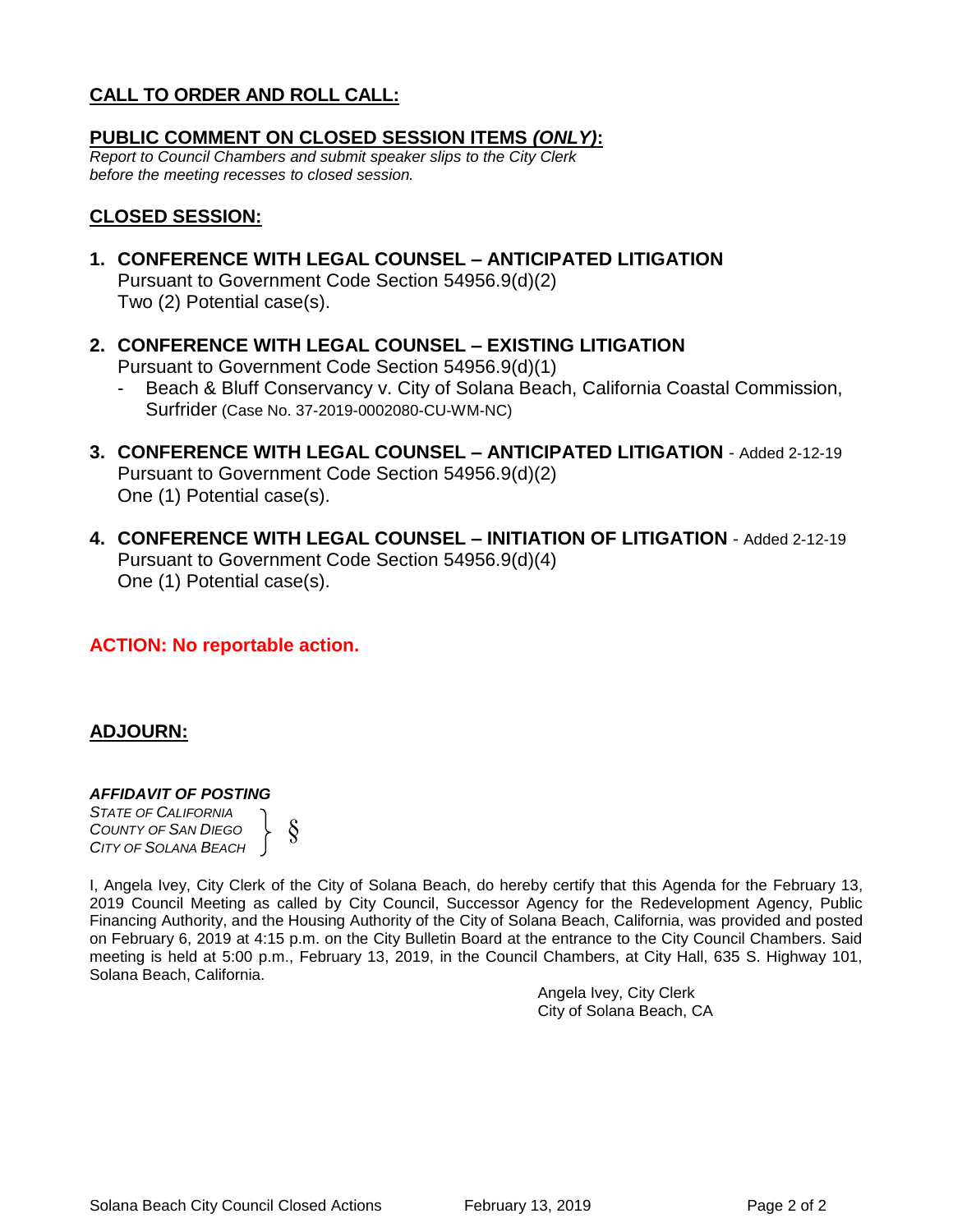## CALL TO ORDER AND ROLL CALL:

## PUBLIC COMMENT ON CLOSED SESSION ITEMS *(ONLY)*:

*Report to Council Chambers and submit speaker slips to the City Clerk before the meeting recesses to closed session.*

## CLOSED SESSION:

**1. CONFERENCE WITH LEGAL COUNSEL – ANTICIPATED LITIGATION**
Pursuant to Government Code Section 54956.9(d)(2)
Two (2) Potential case(s).

**2. CONFERENCE WITH LEGAL COUNSEL – EXISTING LITIGATION**
Pursuant to Government Code Section 54956.9(d)(1)

- Beach & Bluff Conservancy v. City of Solana Beach, California Coastal Commission, Surfrider (Case No. 37-2019-0002080-CU-WM-NC)

**3. CONFERENCE WITH LEGAL COUNSEL – ANTICIPATED LITIGATION** - Added 2-12-19
Pursuant to Government Code Section 54956.9(d)(2)
One (1) Potential case(s).

**4. CONFERENCE WITH LEGAL COUNSEL – INITIATION OF LITIGATION** - Added 2-12-19
Pursuant to Government Code Section 54956.9(d)(4)
One (1) Potential case(s).

**ACTION: No reportable action.**

## ADJOURN:

***AFFIDAVIT OF POSTING***

*STATE OF CALIFORNIA*
*COUNTY OF SAN DIEGO* } §
*CITY OF SOLANA BEACH*

I, Angela Ivey, City Clerk of the City of Solana Beach, do hereby certify that this Agenda for the February 13, 2019 Council Meeting as called by City Council, Successor Agency for the Redevelopment Agency, Public Financing Authority, and the Housing Authority of the City of Solana Beach, California, was provided and posted on February 6, 2019 at 4:15 p.m. on the City Bulletin Board at the entrance to the City Council Chambers. Said meeting is held at 5:00 p.m., February 13, 2019, in the Council Chambers, at City Hall, 635 S. Highway 101, Solana Beach, California.

Angela Ivey, City Clerk
City of Solana Beach, CA